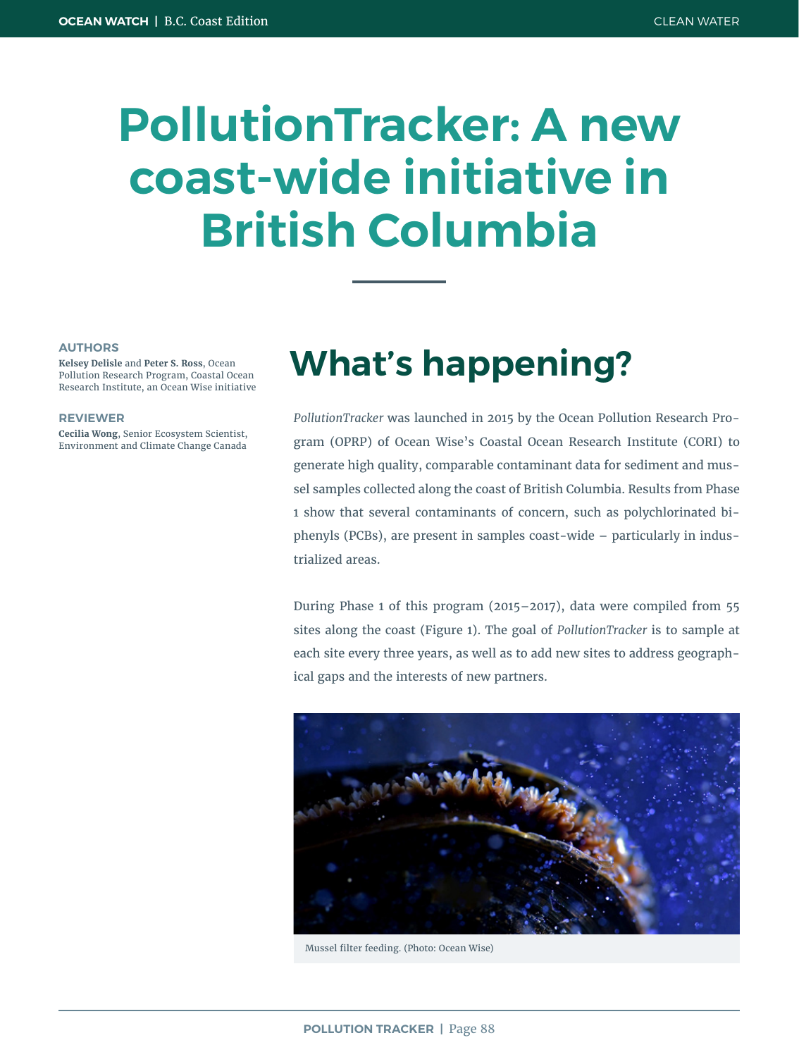# PollutionTracker: A new coast-wide initiative in British Columbia

**AUTHORS**

**Kelsey Delisle** and **Peter S. Ross**, Ocean Pollution Research Program, Coastal Ocean Research Institute, an Ocean Wise initiative

**REVIEWER**

**Cecilia Wong**, Senior Ecosystem Scientist, Environment and Climate Change Canada

## What's happening?

*PollutionTracker* was launched in 2015 by the Ocean Pollution Research Program (OPRP) of Ocean Wise's Coastal Ocean Research Institute (CORI) to generate high quality, comparable contaminant data for sediment and mussel samples collected along the coast of British Columbia. Results from Phase 1 show that several contaminants of concern, such as polychlorinated biphenyls (PCBs), are present in samples coast-wide – particularly in industrialized areas.

During Phase 1 of this program (2015–2017), data were compiled from 55 sites along the coast (Figure 1). The goal of *PollutionTracker* is to sample at each site every three years, as well as to add new sites to address geographical gaps and the interests of new partners.

Mussel filter feeding. (Photo: Ocean Wise)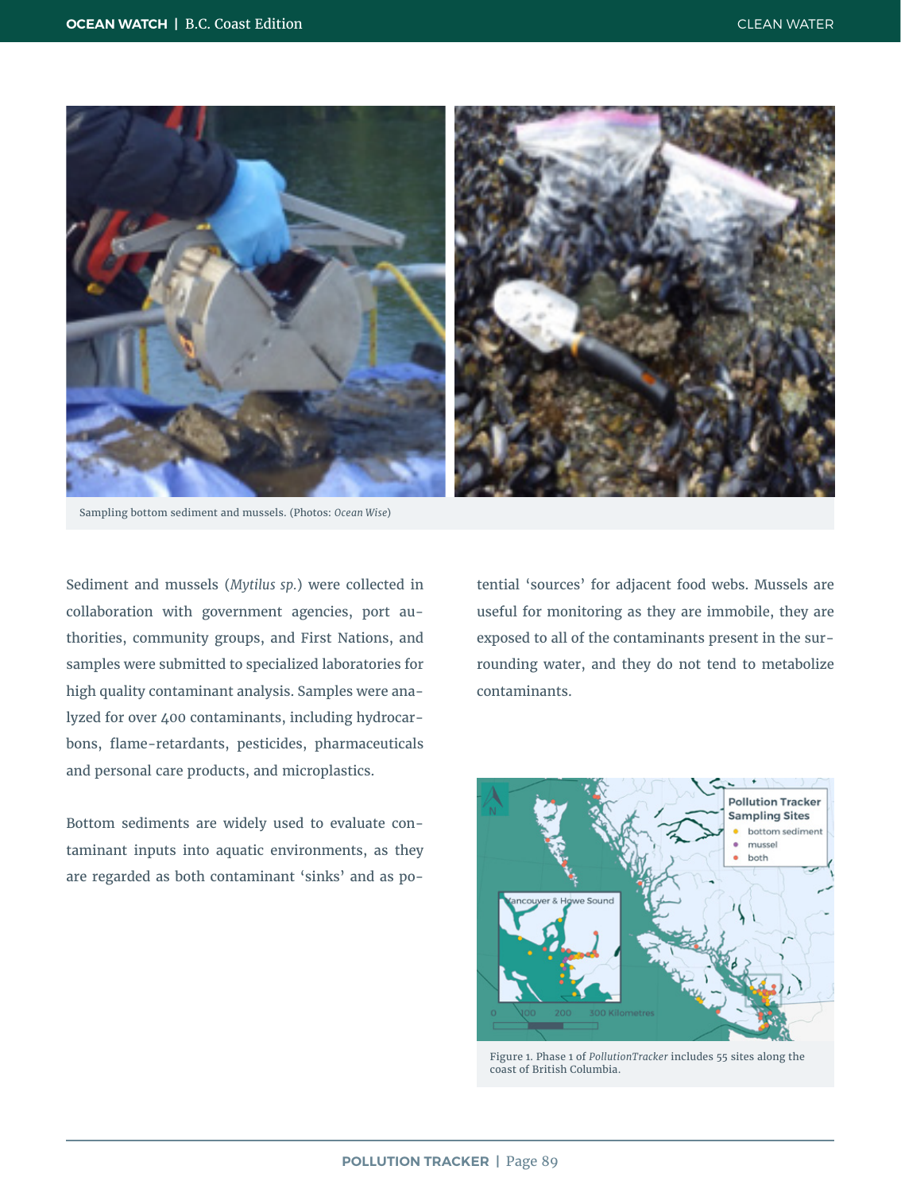Sampling bottom sediment and mussels. (Photos: *Ocean Wise*)

Sediment and mussels (*Mytilus sp.*) were collected in collaboration with government agencies, port authorities, community groups, and First Nations, and samples were submitted to specialized laboratories for high quality contaminant analysis. Samples were analyzed for over 400 contaminants, including hydrocarbons, flame-retardants, pesticides, pharmaceuticals and personal care products, and microplastics.

Bottom sediments are widely used to evaluate contaminant inputs into aquatic environments, as they are regarded as both contaminant 'sinks' and as potential 'sources' for adjacent food webs. Mussels are useful for monitoring as they are immobile, they are exposed to all of the contaminants present in the surrounding water, and they do not tend to metabolize contaminants.

Figure 1. Phase 1 of *PollutionTracker* includes 55 sites along the coast of British Columbia.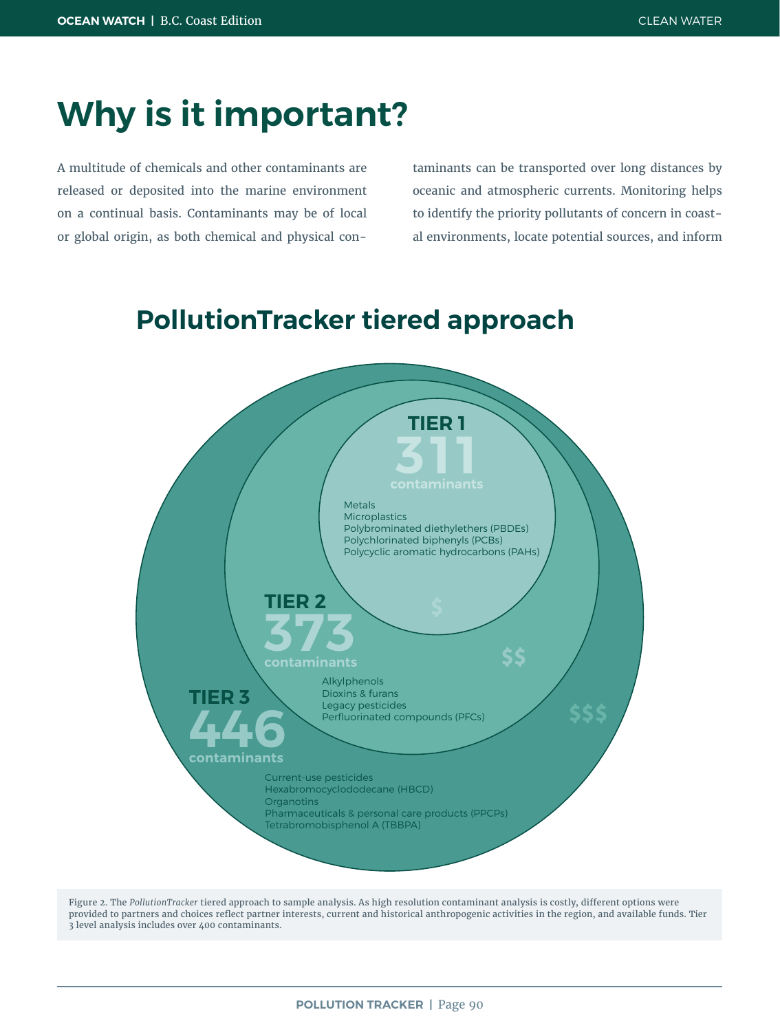# Why is it important?

A multitude of chemicals and other contaminants are released or deposited into the marine environment on a continual basis. Contaminants may be of local or global origin, as both chemical and physical contaminants can be transported over long distances by oceanic and atmospheric currents. Monitoring helps to identify the priority pollutants of concern in coastal environments, locate potential sources, and inform

## PollutionTracker tiered approach

**TIER 1**
**311 contaminants**

- Metals
- Microplastics
- Polybrominated diethylethers (PBDEs)
- Polychlorinated biphenyls (PCBs)
- Polycyclic aromatic hydrocarbons (PAHs)

$

**TIER 2**
**373 contaminants**

- Alkylphenols
- Dioxins & furans
- Legacy pesticides
- Perfluorinated compounds (PFCs)

$$

**TIER 3**
**446 contaminants**

- Current-use pesticides
- Hexabromocyclododecane (HBCD)
- Organotins
- Pharmaceuticals & personal care products (PPCPs)
- Tetrabromobisphenol A (TBBPA)

$$$

Figure 2. The *PollutionTracker* tiered approach to sample analysis. As high resolution contaminant analysis is costly, different options were provided to partners and choices reflect partner interests, current and historical anthropogenic activities in the region, and available funds. Tier 3 level analysis includes over 400 contaminants.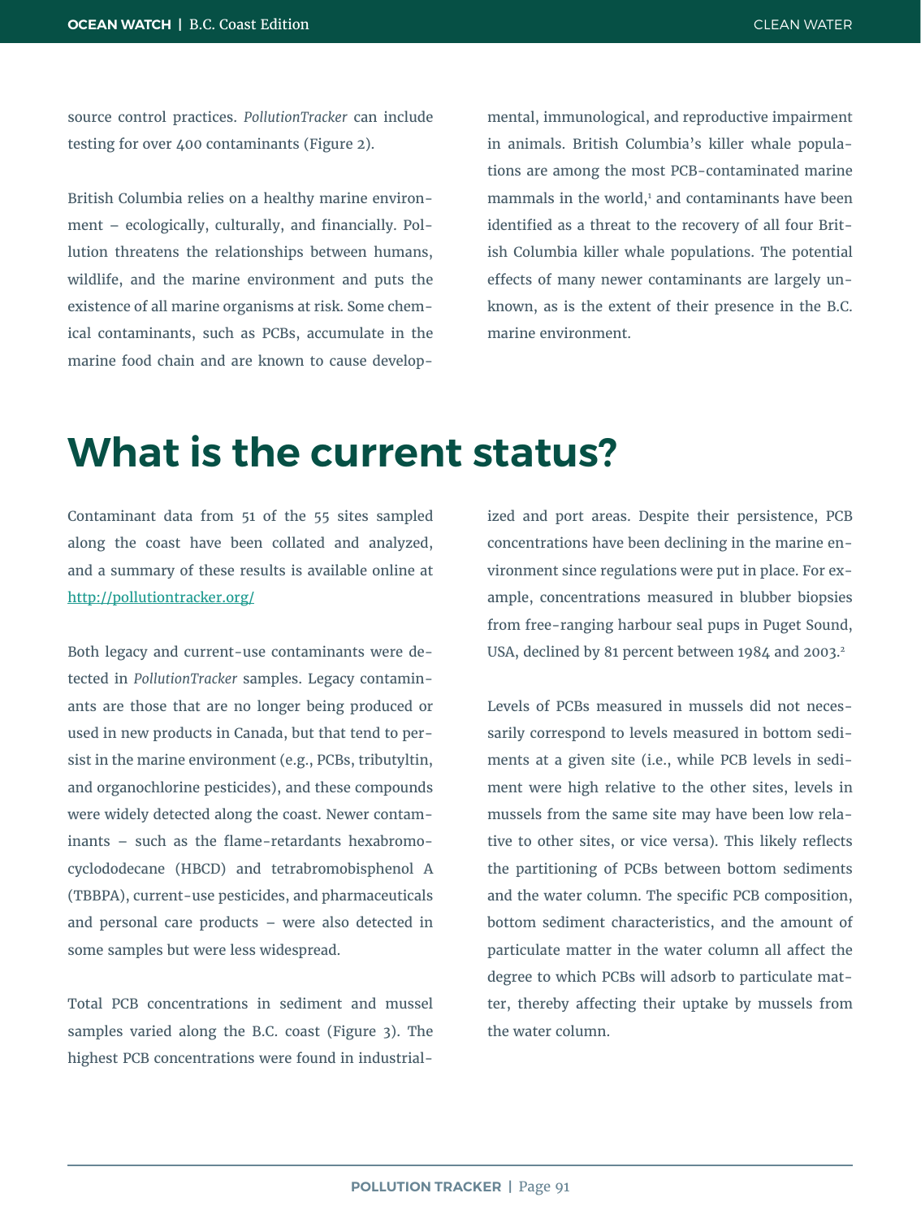source control practices. *PollutionTracker* can include testing for over 400 contaminants (Figure 2).

British Columbia relies on a healthy marine environment – ecologically, culturally, and financially. Pollution threatens the relationships between humans, wildlife, and the marine environment and puts the existence of all marine organisms at risk. Some chemical contaminants, such as PCBs, accumulate in the marine food chain and are known to cause developmental, immunological, and reproductive impairment in animals. British Columbia's killer whale populations are among the most PCB-contaminated marine mammals in the world,[1] and contaminants have been identified as a threat to the recovery of all four British Columbia killer whale populations. The potential effects of many newer contaminants are largely unknown, as is the extent of their presence in the B.C. marine environment.

# What is the current status?

Contaminant data from 51 of the 55 sites sampled along the coast have been collated and analyzed, and a summary of these results is available online at http://pollutiontracker.org/

Both legacy and current-use contaminants were detected in *PollutionTracker* samples. Legacy contaminants are those that are no longer being produced or used in new products in Canada, but that tend to persist in the marine environment (e.g., PCBs, tributyltin, and organochlorine pesticides), and these compounds were widely detected along the coast. Newer contaminants – such as the flame-retardants hexabromocyclododecane (HBCD) and tetrabromobisphenol A (TBBPA), current-use pesticides, and pharmaceuticals and personal care products – were also detected in some samples but were less widespread.

Total PCB concentrations in sediment and mussel samples varied along the B.C. coast (Figure 3). The highest PCB concentrations were found in industrialized and port areas. Despite their persistence, PCB concentrations have been declining in the marine environment since regulations were put in place. For example, concentrations measured in blubber biopsies from free-ranging harbour seal pups in Puget Sound, USA, declined by 81 percent between 1984 and 2003.[2]

Levels of PCBs measured in mussels did not necessarily correspond to levels measured in bottom sediments at a given site (i.e., while PCB levels in sediment were high relative to the other sites, levels in mussels from the same site may have been low relative to other sites, or vice versa). This likely reflects the partitioning of PCBs between bottom sediments and the water column. The specific PCB composition, bottom sediment characteristics, and the amount of particulate matter in the water column all affect the degree to which PCBs will adsorb to particulate matter, thereby affecting their uptake by mussels from the water column.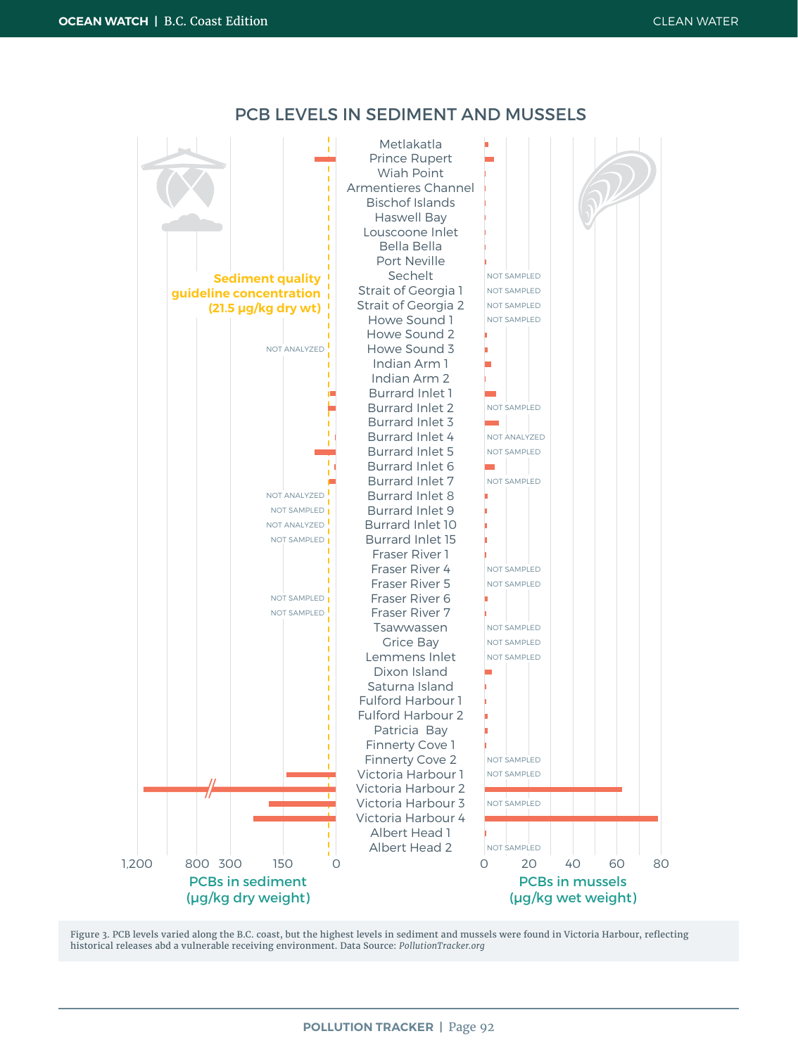## PCB LEVELS IN SEDIMENT AND MUSSELS

Sediment quality guideline concentration (21.5 µg/kg dry wt)

| PCBs in sediment (µg/kg dry weight) | Site | PCBs in mussels (µg/kg wet weight) |
|---|---|---|
| | Metlakatla | |
| | Prince Rupert | |
| | Wiah Point | |
| | Armentieres Channel | |
| | Bischof Islands | |
| | Haswell Bay | |
| | Louscoone Inlet | |
| | Bella Bella | |
| | Port Neville | |
| | Sechelt | NOT SAMPLED |
| | Strait of Georgia 1 | NOT SAMPLED |
| | Strait of Georgia 2 | NOT SAMPLED |
| | Howe Sound 1 | NOT SAMPLED |
| | Howe Sound 2 | |
| NOT ANALYZED | Howe Sound 3 | |
| | Indian Arm 1 | |
| | Indian Arm 2 | |
| | Burrard Inlet 1 | |
| | Burrard Inlet 2 | NOT SAMPLED |
| | Burrard Inlet 3 | |
| | Burrard Inlet 4 | NOT ANALYZED |
| | Burrard Inlet 5 | NOT SAMPLED |
| | Burrard Inlet 6 | |
| | Burrard Inlet 7 | NOT SAMPLED |
| NOT ANALYZED | Burrard Inlet 8 | |
| NOT SAMPLED | Burrard Inlet 9 | |
| NOT ANALYZED | Burrard Inlet 10 | |
| NOT SAMPLED | Burrard Inlet 15 | |
| | Fraser River 1 | |
| | Fraser River 4 | NOT SAMPLED |
| | Fraser River 5 | NOT SAMPLED |
| NOT SAMPLED | Fraser River 6 | |
| NOT SAMPLED | Fraser River 7 | |
| | Tsawwassen | NOT SAMPLED |
| | Grice Bay | NOT SAMPLED |
| | Lemmens Inlet | NOT SAMPLED |
| | Dixon Island | |
| | Saturna Island | |
| | Fulford Harbour 1 | |
| | Fulford Harbour 2 | |
| | Patricia Bay | |
| | Finnerty Cove 1 | |
| | Finnerty Cove 2 | NOT SAMPLED |
| | Victoria Harbour 1 | NOT SAMPLED |
| | Victoria Harbour 2 | |
| | Victoria Harbour 3 | NOT SAMPLED |
| | Victoria Harbour 4 | |
| | Albert Head 1 | |
| | Albert Head 2 | NOT SAMPLED |

Sediment axis: 1,200 · 800 · 300 · 150 · 0 — PCBs in sediment (µg/kg dry weight)

Mussel axis: 0 · 20 · 40 · 60 · 80 — PCBs in mussels (µg/kg wet weight)

Figure 3. PCB levels varied along the B.C. coast, but the highest levels in sediment and mussels were found in Victoria Harbour, reflecting historical releases abd a vulnerable receiving environment. Data Source: *PollutionTracker.org*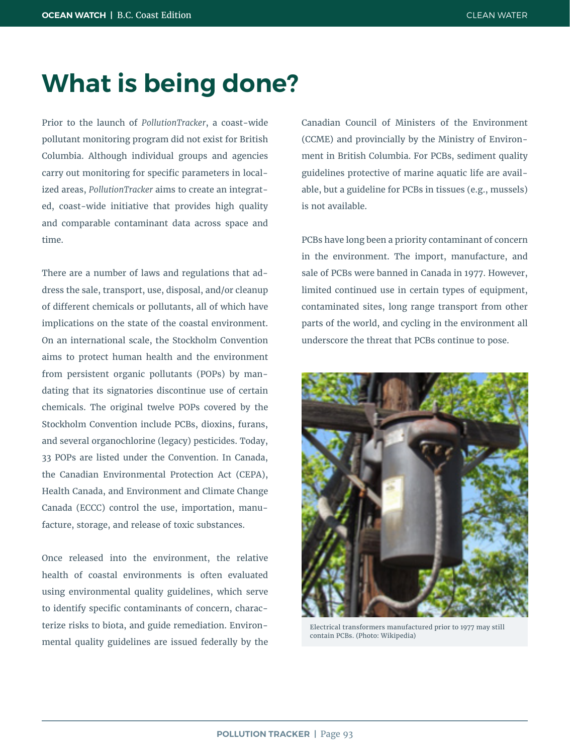# What is being done?

Prior to the launch of *PollutionTracker*, a coast-wide pollutant monitoring program did not exist for British Columbia. Although individual groups and agencies carry out monitoring for specific parameters in localized areas, *PollutionTracker* aims to create an integrated, coast-wide initiative that provides high quality and comparable contaminant data across space and time.

There are a number of laws and regulations that address the sale, transport, use, disposal, and/or cleanup of different chemicals or pollutants, all of which have implications on the state of the coastal environment. On an international scale, the Stockholm Convention aims to protect human health and the environment from persistent organic pollutants (POPs) by mandating that its signatories discontinue use of certain chemicals. The original twelve POPs covered by the Stockholm Convention include PCBs, dioxins, furans, and several organochlorine (legacy) pesticides. Today, 33 POPs are listed under the Convention. In Canada, the Canadian Environmental Protection Act (CEPA), Health Canada, and Environment and Climate Change Canada (ECCC) control the use, importation, manufacture, storage, and release of toxic substances.

Once released into the environment, the relative health of coastal environments is often evaluated using environmental quality guidelines, which serve to identify specific contaminants of concern, characterize risks to biota, and guide remediation. Environmental quality guidelines are issued federally by the Canadian Council of Ministers of the Environment (CCME) and provincially by the Ministry of Environment in British Columbia. For PCBs, sediment quality guidelines protective of marine aquatic life are available, but a guideline for PCBs in tissues (e.g., mussels) is not available.

PCBs have long been a priority contaminant of concern in the environment. The import, manufacture, and sale of PCBs were banned in Canada in 1977. However, limited continued use in certain types of equipment, contaminated sites, long range transport from other parts of the world, and cycling in the environment all underscore the threat that PCBs continue to pose.

Electrical transformers manufactured prior to 1977 may still contain PCBs. (Photo: Wikipedia)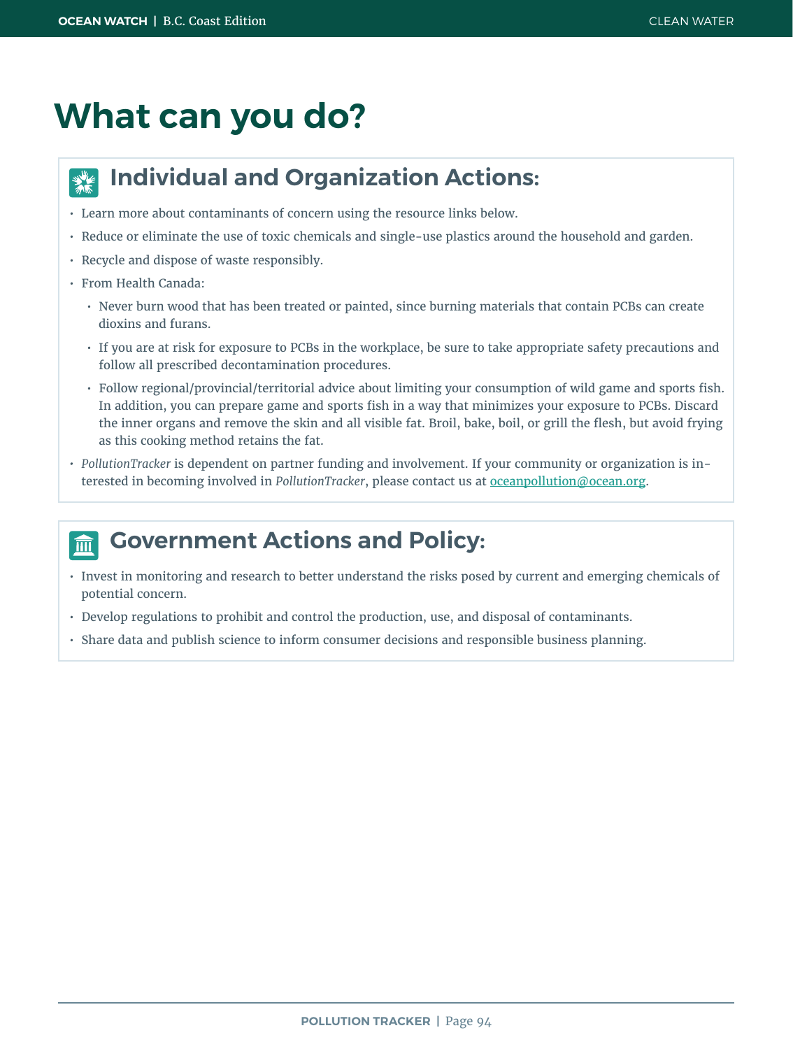# What can you do?

## Individual and Organization Actions:

- Learn more about contaminants of concern using the resource links below.
- Reduce or eliminate the use of toxic chemicals and single-use plastics around the household and garden.
- Recycle and dispose of waste responsibly.
- From Health Canada:
  - Never burn wood that has been treated or painted, since burning materials that contain PCBs can create dioxins and furans.
  - If you are at risk for exposure to PCBs in the workplace, be sure to take appropriate safety precautions and follow all prescribed decontamination procedures.
  - Follow regional/provincial/territorial advice about limiting your consumption of wild game and sports fish. In addition, you can prepare game and sports fish in a way that minimizes your exposure to PCBs. Discard the inner organs and remove the skin and all visible fat. Broil, bake, boil, or grill the flesh, but avoid frying as this cooking method retains the fat.
- *PollutionTracker* is dependent on partner funding and involvement. If your community or organization is interested in becoming involved in *PollutionTracker*, please contact us at oceanpollution@ocean.org.

## Government Actions and Policy:

- Invest in monitoring and research to better understand the risks posed by current and emerging chemicals of potential concern.
- Develop regulations to prohibit and control the production, use, and disposal of contaminants.
- Share data and publish science to inform consumer decisions and responsible business planning.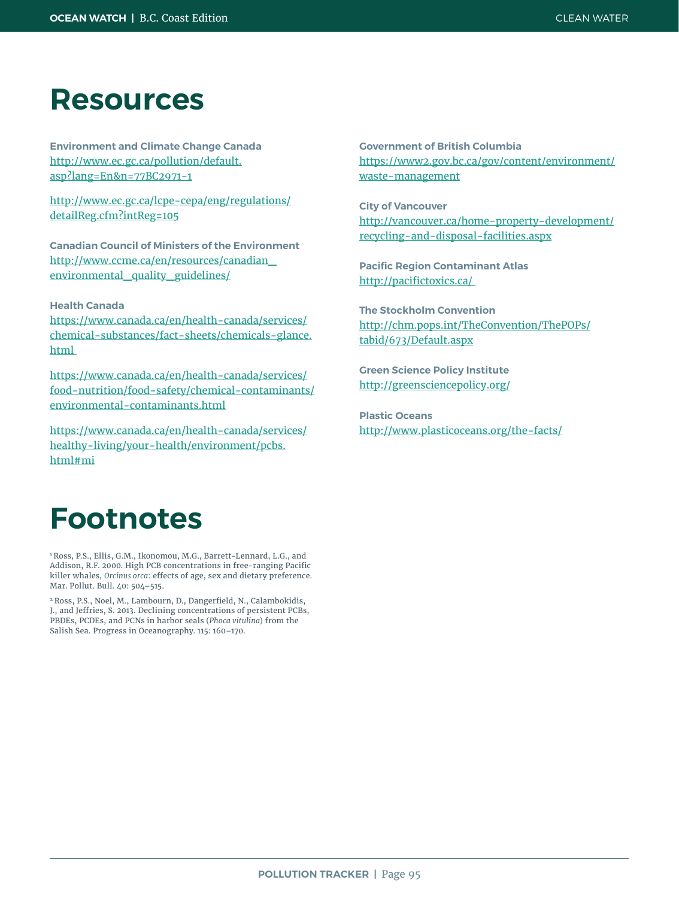# Resources

**Environment and Climate Change Canada**
http://www.ec.gc.ca/pollution/default.asp?lang=En&n=77BC2971-1

http://www.ec.gc.ca/lcpe-cepa/eng/regulations/detailReg.cfm?intReg=105

**Canadian Council of Ministers of the Environment**
http://www.ccme.ca/en/resources/canadian__environmental__quality__guidelines/

**Health Canada**
https://www.canada.ca/en/health-canada/services/chemical-substances/fact-sheets/chemicals-glance.html

https://www.canada.ca/en/health-canada/services/food-nutrition/food-safety/chemical-contaminants/environmental-contaminants.html

https://www.canada.ca/en/health-canada/services/healthy-living/your-health/environment/pcbs.html#mi

**Government of British Columbia**
https://www2.gov.bc.ca/gov/content/environment/waste-management

**City of Vancouver**
http://vancouver.ca/home-property-development/recycling-and-disposal-facilities.aspx

**Pacific Region Contaminant Atlas**
http://pacifictoxics.ca/

**The Stockholm Convention**
http://chm.pops.int/TheConvention/ThePOPs/tabid/673/Default.aspx

**Green Science Policy Institute**
http://greensciencepolicy.org/

**Plastic Oceans**
http://www.plasticoceans.org/the-facts/

# Footnotes

[1] Ross, P.S., Ellis, G.M., Ikonomou, M.G., Barrett-Lennard, L.G., and Addison, R.F. 2000. High PCB concentrations in free-ranging Pacific killer whales, *Orcinus orca*: effects of age, sex and dietary preference. Mar. Pollut. Bull. 40: 504–515.

[2] Ross, P.S., Noel, M., Lambourn, D., Dangerfield, N., Calambokidis, J., and Jeffries, S. 2013. Declining concentrations of persistent PCBs, PBDEs, PCDEs, and PCNs in harbor seals (*Phoca vitulina*) from the Salish Sea. Progress in Oceanography. 115: 160–170.